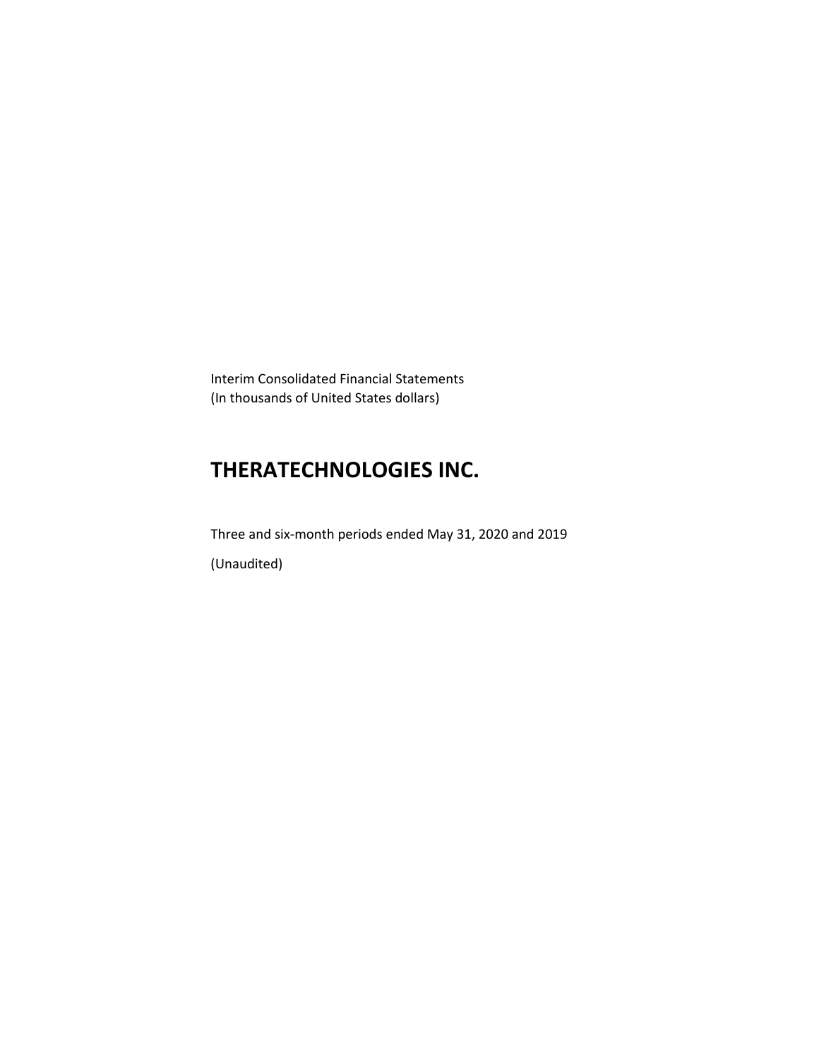Interim Consolidated Financial Statements
(In thousands of United States dollars)

# THERATECHNOLOGIES INC.

Three and six-month periods ended May 31, 2020 and 2019

(Unaudited)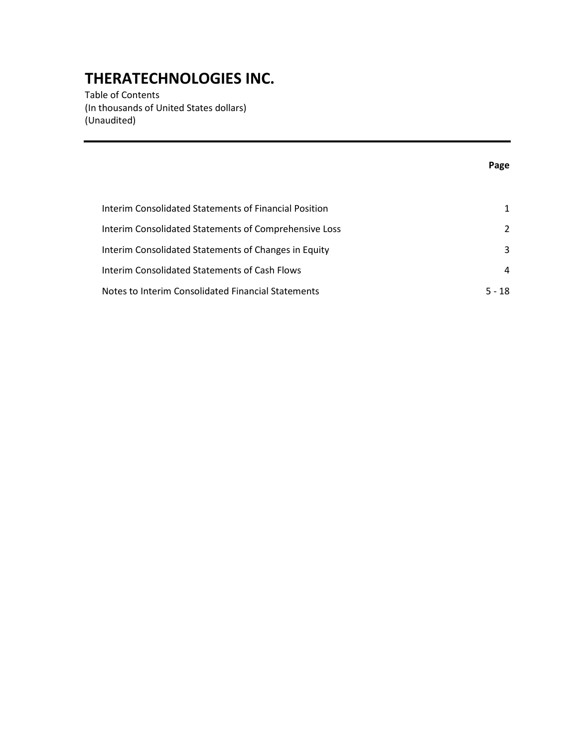# THERATECHNOLOGIES INC.

Table of Contents
(In thousands of United States dollars)
(Unaudited)

| | Page |
|---|---|
| Interim Consolidated Statements of Financial Position | 1 |
| Interim Consolidated Statements of Comprehensive Loss | 2 |
| Interim Consolidated Statements of Changes in Equity | 3 |
| Interim Consolidated Statements of Cash Flows | 4 |
| Notes to Interim Consolidated Financial Statements | 5 - 18 |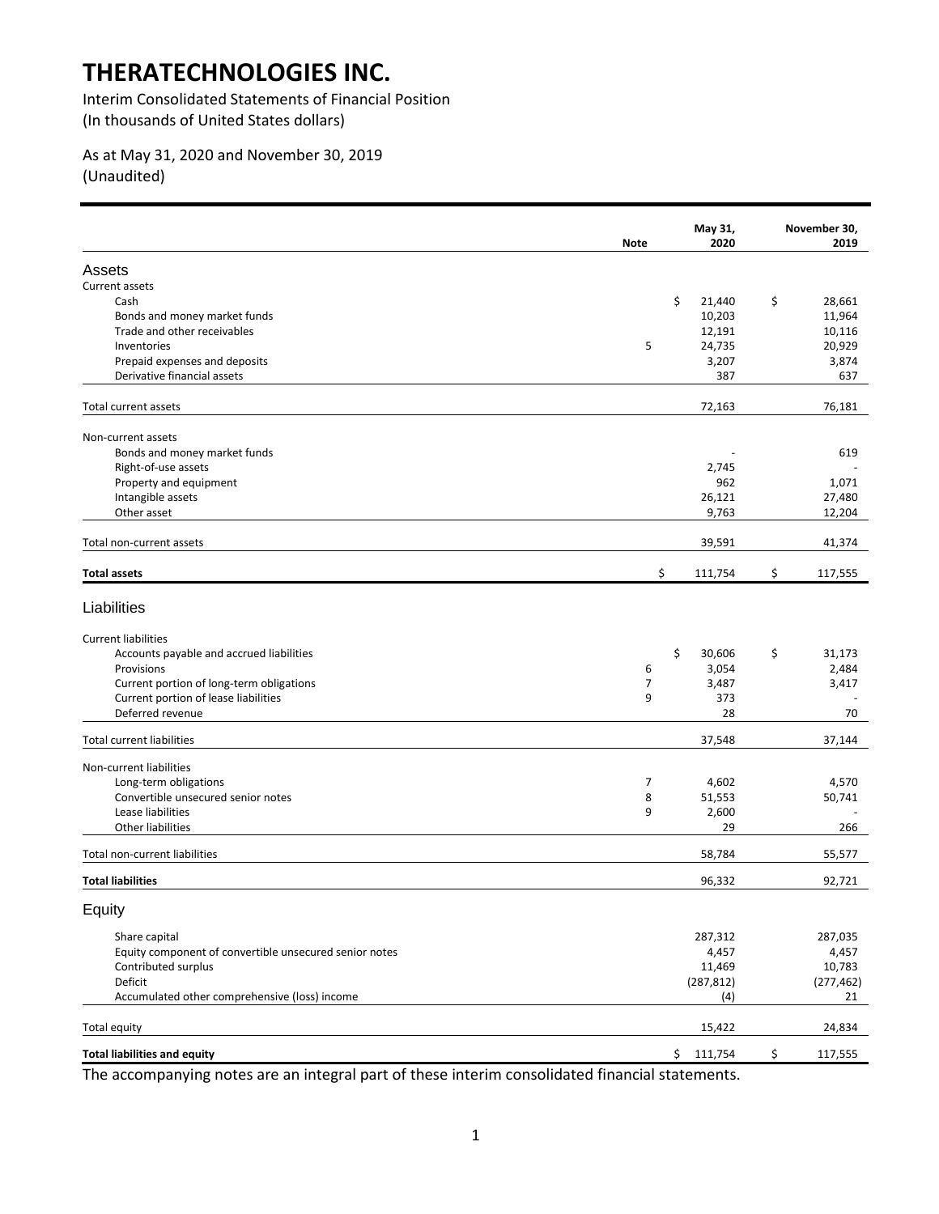# THERATECHNOLOGIES INC.

Interim Consolidated Statements of Financial Position
(In thousands of United States dollars)

As at May 31, 2020 and November 30, 2019
(Unaudited)

| | Note | May 31, 2020 | November 30, 2019 |
|---|---|---|---|
| **Assets** | | | |
| Current assets | | | |
| Cash | | $ 21,440 | $ 28,661 |
| Bonds and money market funds | | 10,203 | 11,964 |
| Trade and other receivables | | 12,191 | 10,116 |
| Inventories | 5 | 24,735 | 20,929 |
| Prepaid expenses and deposits | | 3,207 | 3,874 |
| Derivative financial assets | | 387 | 637 |
| Total current assets | | 72,163 | 76,181 |
| Non-current assets | | | |
| Bonds and money market funds | | - | 619 |
| Right-of-use assets | | 2,745 | - |
| Property and equipment | | 962 | 1,071 |
| Intangible assets | | 26,121 | 27,480 |
| Other asset | | 9,763 | 12,204 |
| Total non-current assets | | 39,591 | 41,374 |
| **Total assets** | | $ 111,754 | $ 117,555 |
| **Liabilities** | | | |
| Current liabilities | | | |
| Accounts payable and accrued liabilities | | $ 30,606 | $ 31,173 |
| Provisions | 6 | 3,054 | 2,484 |
| Current portion of long-term obligations | 7 | 3,487 | 3,417 |
| Current portion of lease liabilities | 9 | 373 | - |
| Deferred revenue | | 28 | 70 |
| Total current liabilities | | 37,548 | 37,144 |
| Non-current liabilities | | | |
| Long-term obligations | 7 | 4,602 | 4,570 |
| Convertible unsecured senior notes | 8 | 51,553 | 50,741 |
| Lease liabilities | 9 | 2,600 | - |
| Other liabilities | | 29 | 266 |
| Total non-current liabilities | | 58,784 | 55,577 |
| **Total liabilities** | | 96,332 | 92,721 |
| **Equity** | | | |
| Share capital | | 287,312 | 287,035 |
| Equity component of convertible unsecured senior notes | | 4,457 | 4,457 |
| Contributed surplus | | 11,469 | 10,783 |
| Deficit | | (287,812) | (277,462) |
| Accumulated other comprehensive (loss) income | | (4) | 21 |
| Total equity | | 15,422 | 24,834 |
| **Total liabilities and equity** | | $ 111,754 | $ 117,555 |

The accompanying notes are an integral part of these interim consolidated financial statements.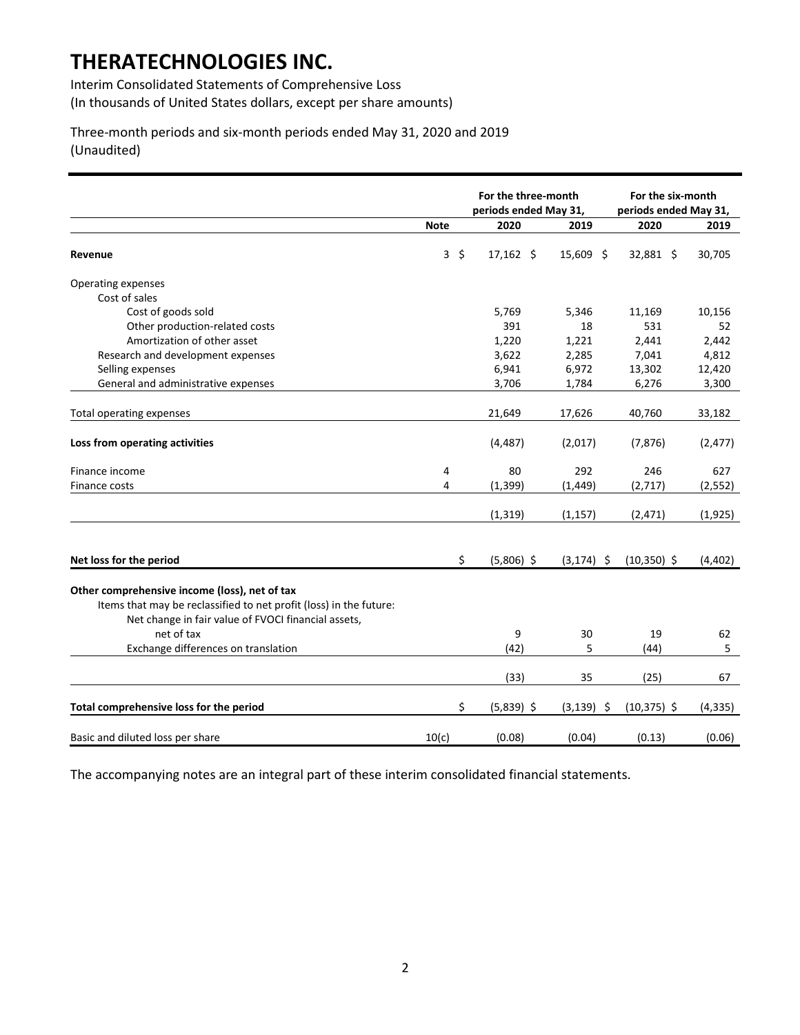# THERATECHNOLOGIES INC.

Interim Consolidated Statements of Comprehensive Loss
(In thousands of United States dollars, except per share amounts)

Three-month periods and six-month periods ended May 31, 2020 and 2019
(Unaudited)

| | | For the three-month periods ended May 31, | | For the six-month periods ended May 31, | |
|---|---|---|---|---|---|
| | **Note** | **2020** | **2019** | **2020** | **2019** |
| **Revenue** | 3 | $ 17,162 | $ 15,609 | $ 32,881 | $ 30,705 |
| Operating expenses | | | | | |
| Cost of sales | | | | | |
| Cost of goods sold | | 5,769 | 5,346 | 11,169 | 10,156 |
| Other production-related costs | | 391 | 18 | 531 | 52 |
| Amortization of other asset | | 1,220 | 1,221 | 2,441 | 2,442 |
| Research and development expenses | | 3,622 | 2,285 | 7,041 | 4,812 |
| Selling expenses | | 6,941 | 6,972 | 13,302 | 12,420 |
| General and administrative expenses | | 3,706 | 1,784 | 6,276 | 3,300 |
| Total operating expenses | | 21,649 | 17,626 | 40,760 | 33,182 |
| **Loss from operating activities** | | (4,487) | (2,017) | (7,876) | (2,477) |
| Finance income | 4 | 80 | 292 | 246 | 627 |
| Finance costs | 4 | (1,399) | (1,449) | (2,717) | (2,552) |
| | | (1,319) | (1,157) | (2,471) | (1,925) |
| **Net loss for the period** | | $ (5,806) | $ (3,174) | $ (10,350) | $ (4,402) |
| **Other comprehensive income (loss), net of tax** | | | | | |
| Items that may be reclassified to net profit (loss) in the future: | | | | | |
| Net change in fair value of FVOCI financial assets, net of tax | | 9 | 30 | 19 | 62 |
| Exchange differences on translation | | (42) | 5 | (44) | 5 |
| | | (33) | 35 | (25) | 67 |
| **Total comprehensive loss for the period** | | $ (5,839) | $ (3,139) | $ (10,375) | $ (4,335) |
| Basic and diluted loss per share | 10(c) | (0.08) | (0.04) | (0.13) | (0.06) |

The accompanying notes are an integral part of these interim consolidated financial statements.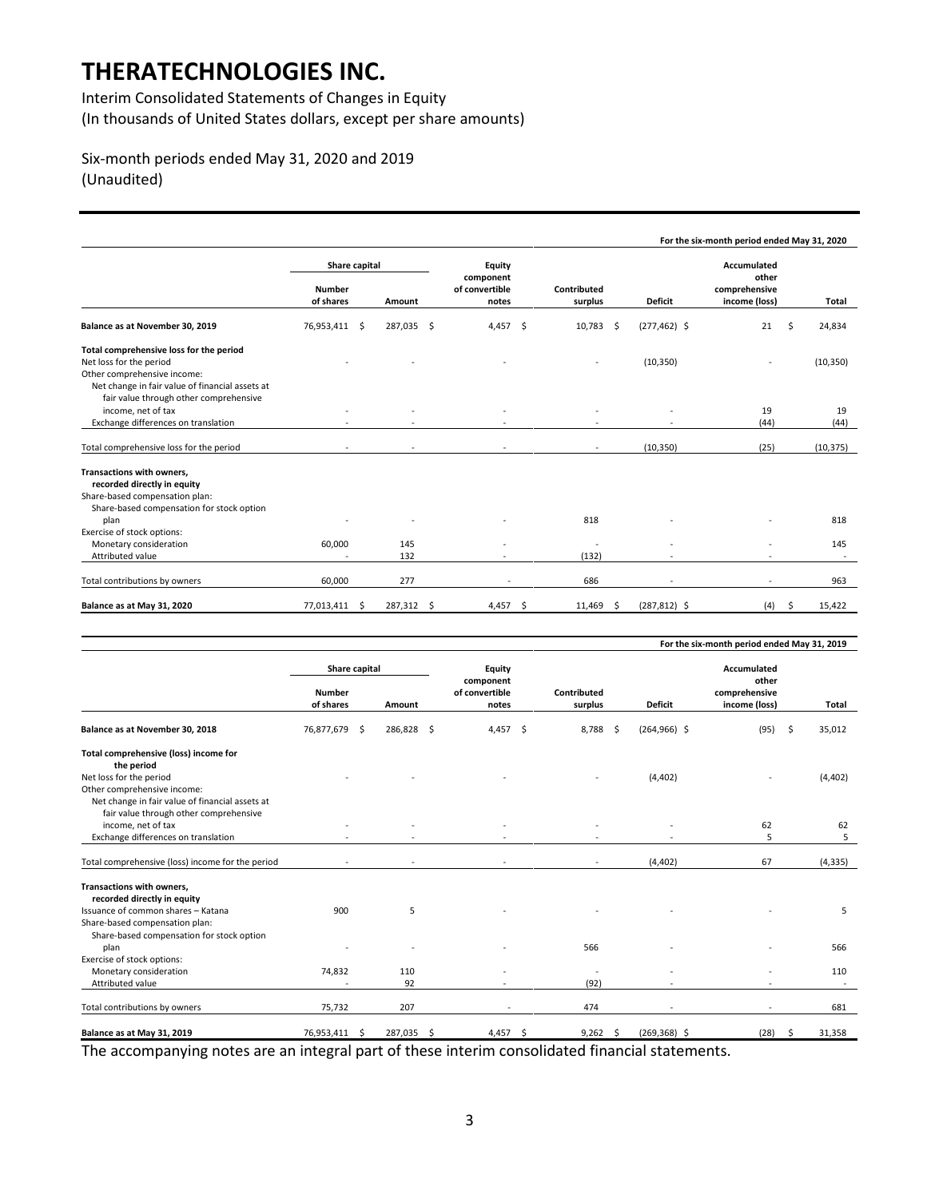# THERATECHNOLOGIES INC.

Interim Consolidated Statements of Changes in Equity
(In thousands of United States dollars, except per share amounts)

Six-month periods ended May 31, 2020 and 2019
(Unaudited)

**For the six-month period ended May 31, 2020**

| | Share capital | | Equity component of convertible notes | Contributed surplus | Deficit | Accumulated other comprehensive income (loss) | Total |
|---|---|---|---|---|---|---|---|
| | Number of shares | Amount | | | | | |
| **Balance as at November 30, 2019** | 76,953,411 | $ 287,035 | $ 4,457 | $ 10,783 | $ (277,462) | $ 21 | $ 24,834 |
| **Total comprehensive loss for the period** | | | | | | | |
| Net loss for the period | - | - | - | - | (10,350) | - | (10,350) |
| Other comprehensive income: | | | | | | | |
| Net change in fair value of financial assets at fair value through other comprehensive income, net of tax | - | - | - | - | - | 19 | 19 |
| Exchange differences on translation | - | - | - | - | - | (44) | (44) |
| Total comprehensive loss for the period | - | - | - | - | (10,350) | (25) | (10,375) |
| **Transactions with owners, recorded directly in equity** | | | | | | | |
| Share-based compensation plan: | | | | | | | |
| Share-based compensation for stock option plan | - | - | - | 818 | - | - | 818 |
| Exercise of stock options: | | | | | | | |
| Monetary consideration | 60,000 | 145 | - | - | - | - | 145 |
| Attributed value | - | 132 | - | (132) | - | - | - |
| Total contributions by owners | 60,000 | 277 | - | 686 | - | - | 963 |
| **Balance as at May 31, 2020** | 77,013,411 | $ 287,312 | $ 4,457 | $ 11,469 | $ (287,812) | $ (4) | $ 15,422 |

**For the six-month period ended May 31, 2019**

| | Share capital | | Equity component of convertible notes | Contributed surplus | Deficit | Accumulated other comprehensive income (loss) | Total |
|---|---|---|---|---|---|---|---|
| | Number of shares | Amount | | | | | |
| **Balance as at November 30, 2018** | 76,877,679 | $ 286,828 | $ 4,457 | $ 8,788 | $ (264,966) | $ (95) | $ 35,012 |
| **Total comprehensive (loss) income for the period** | | | | | | | |
| Net loss for the period | - | - | - | - | (4,402) | - | (4,402) |
| Other comprehensive income: | | | | | | | |
| Net change in fair value of financial assets at fair value through other comprehensive income, net of tax | - | - | - | - | - | 62 | 62 |
| Exchange differences on translation | - | - | - | - | - | 5 | 5 |
| Total comprehensive (loss) income for the period | - | - | - | - | (4,402) | 67 | (4,335) |
| **Transactions with owners, recorded directly in equity** | | | | | | | |
| Issuance of common shares – Katana | 900 | 5 | - | - | - | - | 5 |
| Share-based compensation plan: | | | | | | | |
| Share-based compensation for stock option plan | - | - | - | 566 | - | - | 566 |
| Exercise of stock options: | | | | | | | |
| Monetary consideration | 74,832 | 110 | - | - | - | - | 110 |
| Attributed value | - | 92 | - | (92) | - | - | - |
| Total contributions by owners | 75,732 | 207 | - | 474 | - | - | 681 |
| **Balance as at May 31, 2019** | 76,953,411 | $ 287,035 | $ 4,457 | $ 9,262 | $ (269,368) | $ (28) | $ 31,358 |

The accompanying notes are an integral part of these interim consolidated financial statements.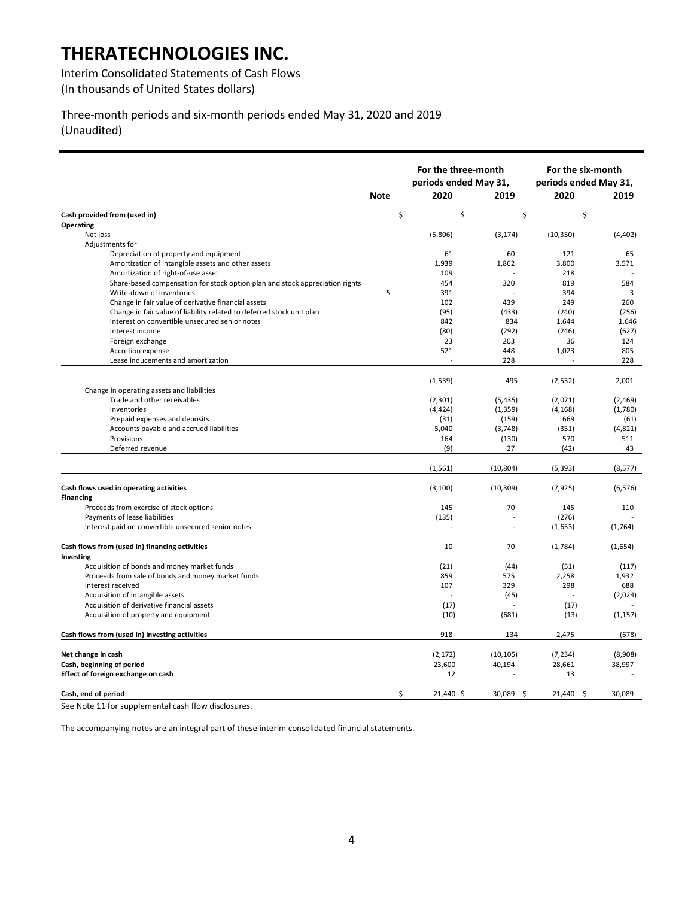# THERATECHNOLOGIES INC.

Interim Consolidated Statements of Cash Flows
(In thousands of United States dollars)

Three-month periods and six-month periods ended May 31, 2020 and 2019
(Unaudited)

| | Note | For the three-month periods ended May 31, 2020 | 2019 | For the six-month periods ended May 31, 2020 | 2019 |
|---|---|---|---|---|---|
| | | $ | $ | $ | $ |
| **Cash provided from (used in)** | | | | | |
| **Operating** | | | | | |
| Net loss | | (5,806) | (3,174) | (10,350) | (4,402) |
| Adjustments for | | | | | |
| Depreciation of property and equipment | | 61 | 60 | 121 | 65 |
| Amortization of intangible assets and other assets | | 1,939 | 1,862 | 3,800 | 3,571 |
| Amortization of right-of-use asset | | 109 | - | 218 | - |
| Share-based compensation for stock option plan and stock appreciation rights | | 454 | 320 | 819 | 584 |
| Write-down of inventories | 5 | 391 | - | 394 | 3 |
| Change in fair value of derivative financial assets | | 102 | 439 | 249 | 260 |
| Change in fair value of liability related to deferred stock unit plan | | (95) | (433) | (240) | (256) |
| Interest on convertible unsecured senior notes | | 842 | 834 | 1,644 | 1,646 |
| Interest income | | (80) | (292) | (246) | (627) |
| Foreign exchange | | 23 | 203 | 36 | 124 |
| Accretion expense | | 521 | 448 | 1,023 | 805 |
| Lease inducements and amortization | | - | 228 | - | 228 |
| | | (1,539) | 495 | (2,532) | 2,001 |
| Change in operating assets and liabilities | | | | | |
| Trade and other receivables | | (2,301) | (5,435) | (2,071) | (2,469) |
| Inventories | | (4,424) | (1,359) | (4,168) | (1,780) |
| Prepaid expenses and deposits | | (31) | (159) | 669 | (61) |
| Accounts payable and accrued liabilities | | 5,040 | (3,748) | (351) | (4,821) |
| Provisions | | 164 | (130) | 570 | 511 |
| Deferred revenue | | (9) | 27 | (42) | 43 |
| | | (1,561) | (10,804) | (5,393) | (8,577) |
| **Cash flows used in operating activities** | | (3,100) | (10,309) | (7,925) | (6,576) |
| **Financing** | | | | | |
| Proceeds from exercise of stock options | | 145 | 70 | 145 | 110 |
| Payments of lease liabilities | | (135) | - | (276) | - |
| Interest paid on convertible unsecured senior notes | | - | - | (1,653) | (1,764) |
| **Cash flows from (used in) financing activities** | | 10 | 70 | (1,784) | (1,654) |
| **Investing** | | | | | |
| Acquisition of bonds and money market funds | | (21) | (44) | (51) | (117) |
| Proceeds from sale of bonds and money market funds | | 859 | 575 | 2,258 | 1,932 |
| Interest received | | 107 | 329 | 298 | 688 |
| Acquisition of intangible assets | | - | (45) | - | (2,024) |
| Acquisition of derivative financial assets | | (17) | - | (17) | - |
| Acquisition of property and equipment | | (10) | (681) | (13) | (1,157) |
| **Cash flows from (used in) investing activities** | | 918 | 134 | 2,475 | (678) |
| **Net change in cash** | | (2,172) | (10,105) | (7,234) | (8,908) |
| **Cash, beginning of period** | | 23,600 | 40,194 | 28,661 | 38,997 |
| **Effect of foreign exchange on cash** | | 12 | - | 13 | - |
| **Cash, end of period** | | $ 21,440 | $ 30,089 | $ 21,440 | $ 30,089 |

See Note 11 for supplemental cash flow disclosures.

The accompanying notes are an integral part of these interim consolidated financial statements.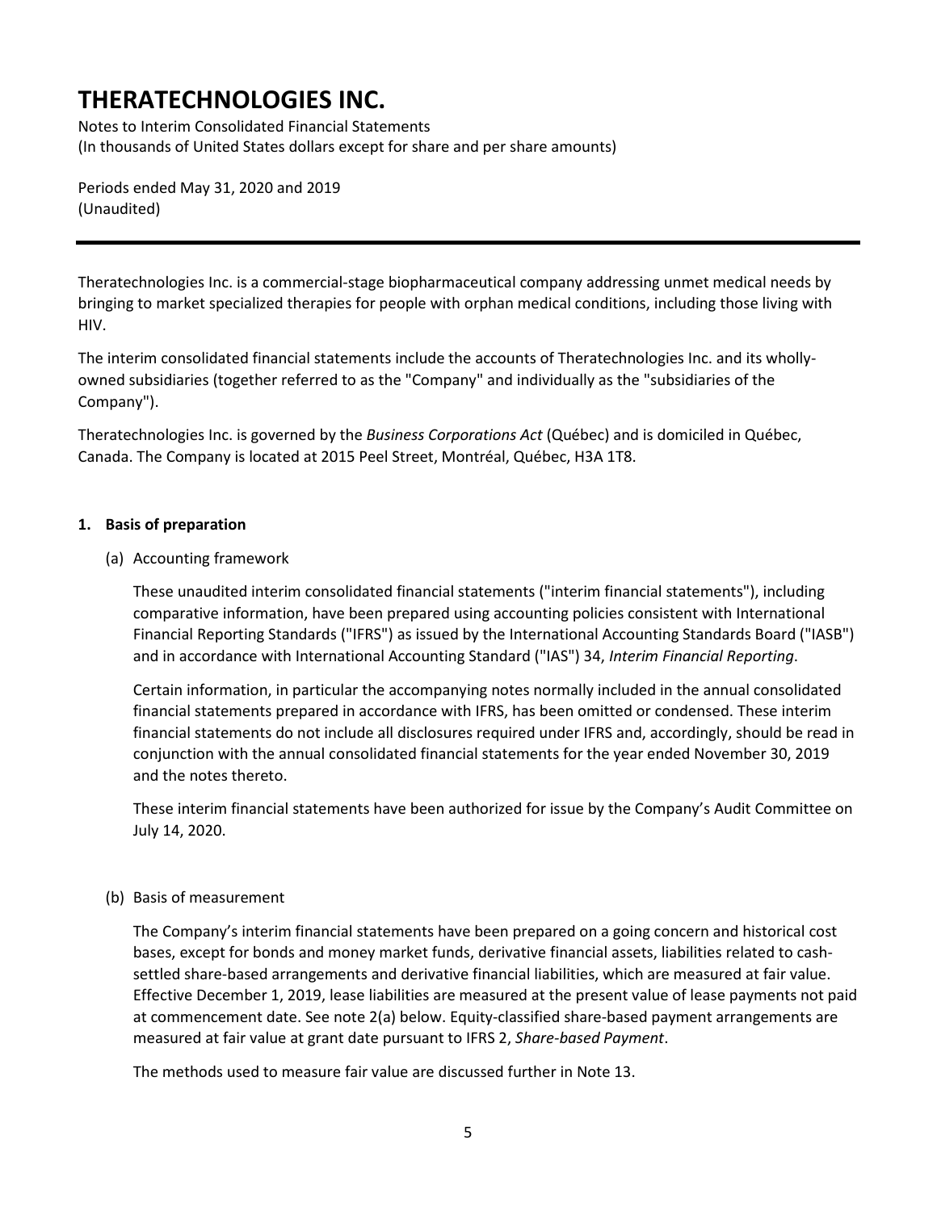# THERATECHNOLOGIES INC.

Notes to Interim Consolidated Financial Statements
(In thousands of United States dollars except for share and per share amounts)

Periods ended May 31, 2020 and 2019
(Unaudited)

---

Theratechnologies Inc. is a commercial-stage biopharmaceutical company addressing unmet medical needs by bringing to market specialized therapies for people with orphan medical conditions, including those living with HIV.

The interim consolidated financial statements include the accounts of Theratechnologies Inc. and its wholly-owned subsidiaries (together referred to as the "Company" and individually as the "subsidiaries of the Company").

Theratechnologies Inc. is governed by the *Business Corporations Act* (Québec) and is domiciled in Québec, Canada. The Company is located at 2015 Peel Street, Montréal, Québec, H3A 1T8.

**1. Basis of preparation**

(a) Accounting framework

These unaudited interim consolidated financial statements ("interim financial statements"), including comparative information, have been prepared using accounting policies consistent with International Financial Reporting Standards ("IFRS") as issued by the International Accounting Standards Board ("IASB") and in accordance with International Accounting Standard ("IAS") 34, *Interim Financial Reporting*.

Certain information, in particular the accompanying notes normally included in the annual consolidated financial statements prepared in accordance with IFRS, has been omitted or condensed. These interim financial statements do not include all disclosures required under IFRS and, accordingly, should be read in conjunction with the annual consolidated financial statements for the year ended November 30, 2019 and the notes thereto.

These interim financial statements have been authorized for issue by the Company's Audit Committee on July 14, 2020.

(b) Basis of measurement

The Company's interim financial statements have been prepared on a going concern and historical cost bases, except for bonds and money market funds, derivative financial assets, liabilities related to cash-settled share-based arrangements and derivative financial liabilities, which are measured at fair value. Effective December 1, 2019, lease liabilities are measured at the present value of lease payments not paid at commencement date. See note 2(a) below. Equity-classified share-based payment arrangements are measured at fair value at grant date pursuant to IFRS 2, *Share-based Payment*.

The methods used to measure fair value are discussed further in Note 13.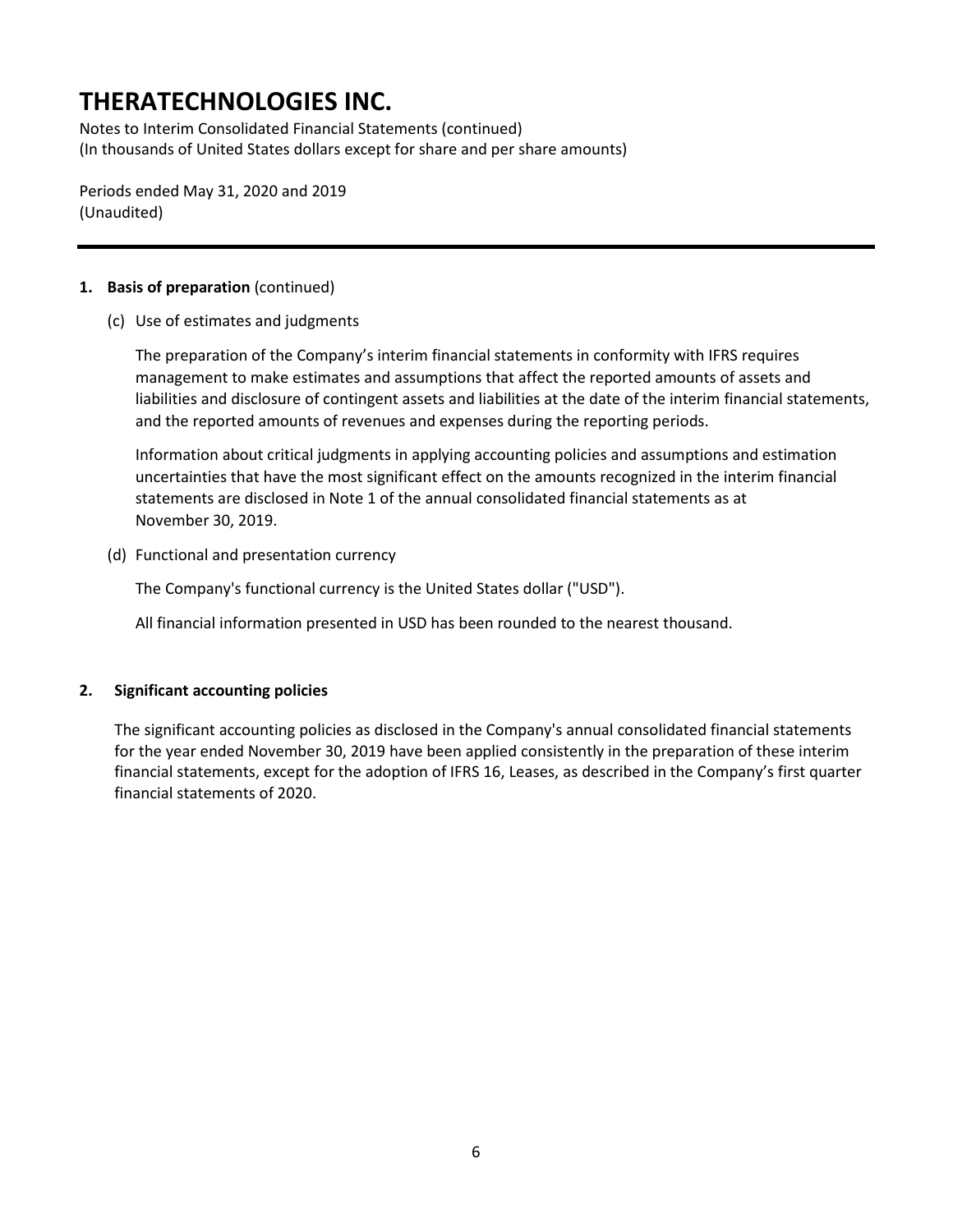## 1. Basis of preparation (continued)

(c) Use of estimates and judgments

The preparation of the Company's interim financial statements in conformity with IFRS requires management to make estimates and assumptions that affect the reported amounts of assets and liabilities and disclosure of contingent assets and liabilities at the date of the interim financial statements, and the reported amounts of revenues and expenses during the reporting periods.

Information about critical judgments in applying accounting policies and assumptions and estimation uncertainties that have the most significant effect on the amounts recognized in the interim financial statements are disclosed in Note 1 of the annual consolidated financial statements as at November 30, 2019.

(d) Functional and presentation currency

The Company's functional currency is the United States dollar ("USD").

All financial information presented in USD has been rounded to the nearest thousand.

## 2. Significant accounting policies

The significant accounting policies as disclosed in the Company's annual consolidated financial statements for the year ended November 30, 2019 have been applied consistently in the preparation of these interim financial statements, except for the adoption of IFRS 16, Leases, as described in the Company's first quarter financial statements of 2020.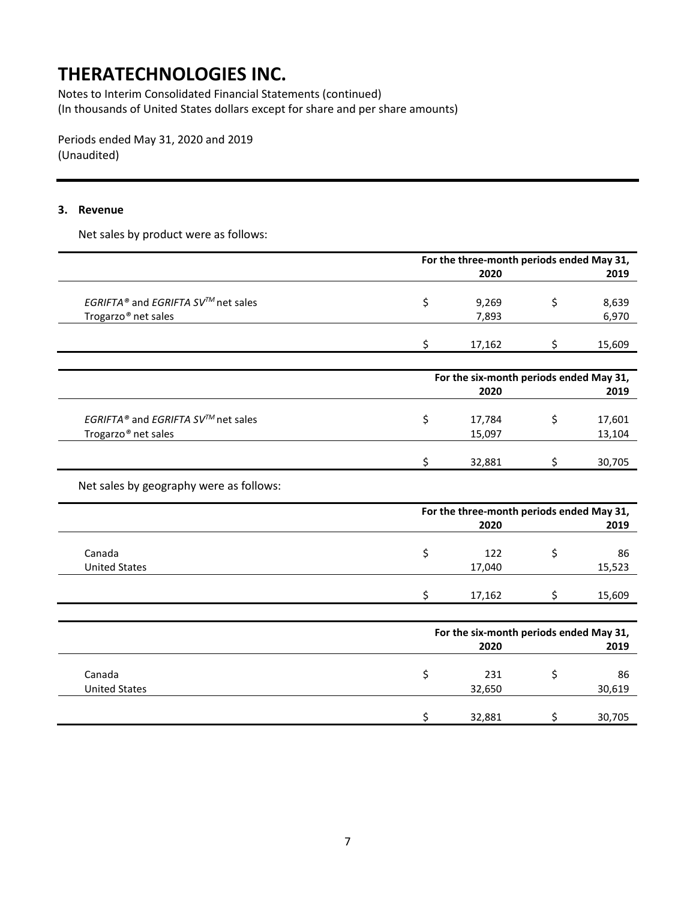# THERATECHNOLOGIES INC.

Notes to Interim Consolidated Financial Statements (continued)
(In thousands of United States dollars except for share and per share amounts)

Periods ended May 31, 2020 and 2019
(Unaudited)

## 3. Revenue

Net sales by product were as follows:

| | For the three-month periods ended May 31, 2020 | 2019 |
|---|---|---|
| *EGRIFTA®* and *EGRIFTA SV™* net sales | $ 9,269 | $ 8,639 |
| Trogarzo® net sales | 7,893 | 6,970 |
| | $ 17,162 | $ 15,609 |

| | For the six-month periods ended May 31, 2020 | 2019 |
|---|---|---|
| *EGRIFTA®* and *EGRIFTA SV™* net sales | $ 17,784 | $ 17,601 |
| Trogarzo® net sales | 15,097 | 13,104 |
| | $ 32,881 | $ 30,705 |

Net sales by geography were as follows:

| | For the three-month periods ended May 31, 2020 | 2019 |
|---|---|---|
| Canada | $ 122 | $ 86 |
| United States | 17,040 | 15,523 |
| | $ 17,162 | $ 15,609 |

| | For the six-month periods ended May 31, 2020 | 2019 |
|---|---|---|
| Canada | $ 231 | $ 86 |
| United States | 32,650 | 30,619 |
| | $ 32,881 | $ 30,705 |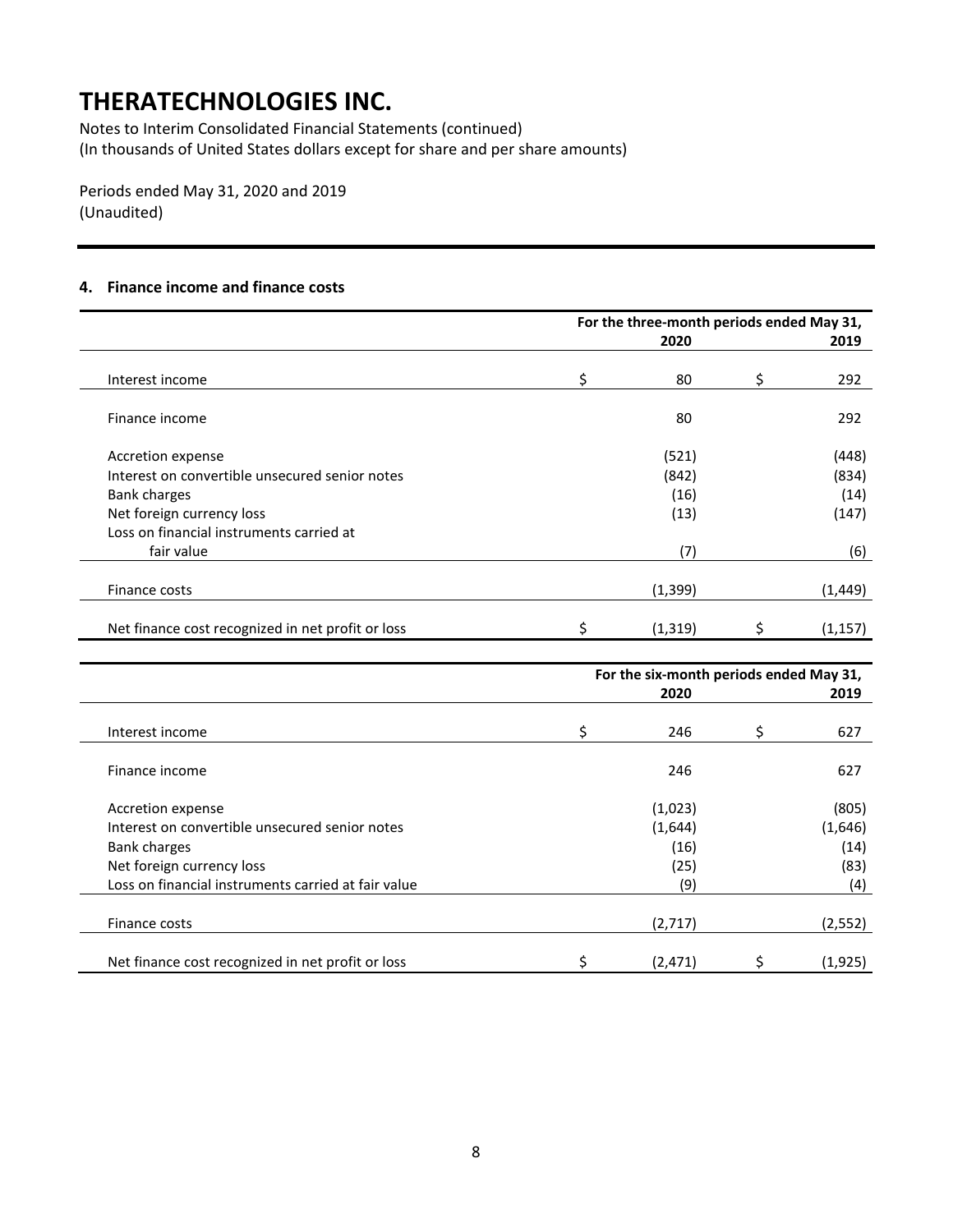# THERATECHNOLOGIES INC.

Notes to Interim Consolidated Financial Statements (continued)
(In thousands of United States dollars except for share and per share amounts)

Periods ended May 31, 2020 and 2019
(Unaudited)

## 4. Finance income and finance costs

| | For the three-month periods ended May 31, | |
|---|---|---|
| | 2020 | 2019 |
| Interest income | $ 80 | $ 292 |
| Finance income | 80 | 292 |
| Accretion expense | (521) | (448) |
| Interest on convertible unsecured senior notes | (842) | (834) |
| Bank charges | (16) | (14) |
| Net foreign currency loss | (13) | (147) |
| Loss on financial instruments carried at fair value | (7) | (6) |
| Finance costs | (1,399) | (1,449) |
| Net finance cost recognized in net profit or loss | $ (1,319) | $ (1,157) |

| | For the six-month periods ended May 31, | |
|---|---|---|
| | 2020 | 2019 |
| Interest income | $ 246 | $ 627 |
| Finance income | 246 | 627 |
| Accretion expense | (1,023) | (805) |
| Interest on convertible unsecured senior notes | (1,644) | (1,646) |
| Bank charges | (16) | (14) |
| Net foreign currency loss | (25) | (83) |
| Loss on financial instruments carried at fair value | (9) | (4) |
| Finance costs | (2,717) | (2,552) |
| Net finance cost recognized in net profit or loss | $ (2,471) | $ (1,925) |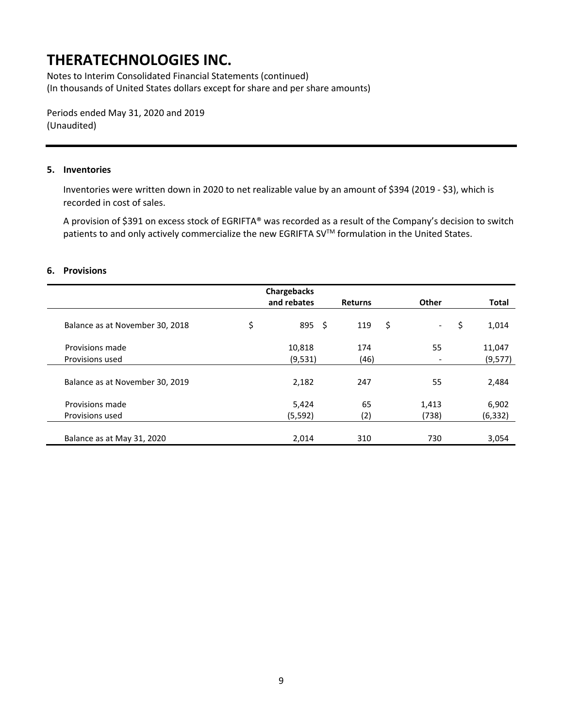# THERATECHNOLOGIES INC.

Notes to Interim Consolidated Financial Statements (continued)
(In thousands of United States dollars except for share and per share amounts)

Periods ended May 31, 2020 and 2019
(Unaudited)

## 5. Inventories

Inventories were written down in 2020 to net realizable value by an amount of $394 (2019 - $3), which is recorded in cost of sales.

A provision of $391 on excess stock of EGRIFTA® was recorded as a result of the Company's decision to switch patients to and only actively commercialize the new EGRIFTA SV™ formulation in the United States.

## 6. Provisions

| | Chargebacks and rebates | Returns | Other | Total |
|---|---|---|---|---|
| Balance as at November 30, 2018 | $ 895 | $ 119 | $ - | $ 1,014 |
| Provisions made | 10,818 | 174 | 55 | 11,047 |
| Provisions used | (9,531) | (46) | - | (9,577) |
| Balance as at November 30, 2019 | 2,182 | 247 | 55 | 2,484 |
| Provisions made | 5,424 | 65 | 1,413 | 6,902 |
| Provisions used | (5,592) | (2) | (738) | (6,332) |
| Balance as at May 31, 2020 | 2,014 | 310 | 730 | 3,054 |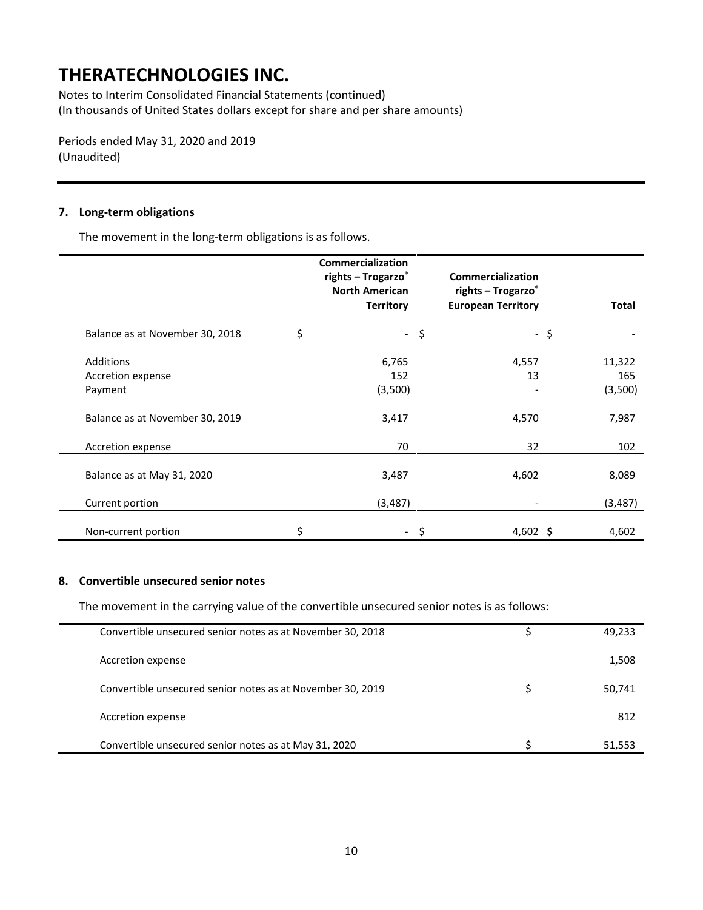# THERATECHNOLOGIES INC.

Notes to Interim Consolidated Financial Statements (continued)
(In thousands of United States dollars except for share and per share amounts)

Periods ended May 31, 2020 and 2019
(Unaudited)

## 7. Long-term obligations

The movement in the long-term obligations is as follows.

| | Commercialization rights – Trogarzo® North American Territory | Commercialization rights – Trogarzo® European Territory | Total |
|---|---|---|---|
| Balance as at November 30, 2018 | $ - | $ - | $ - |
| Additions | 6,765 | 4,557 | 11,322 |
| Accretion expense | 152 | 13 | 165 |
| Payment | (3,500) | - | (3,500) |
| Balance as at November 30, 2019 | 3,417 | 4,570 | 7,987 |
| Accretion expense | 70 | 32 | 102 |
| Balance as at May 31, 2020 | 3,487 | 4,602 | 8,089 |
| Current portion | (3,487) | - | (3,487) |
| Non-current portion | $ - | $ 4,602 | **$** 4,602 |

## 8. Convertible unsecured senior notes

The movement in the carrying value of the convertible unsecured senior notes is as follows:

| | |
|---|---|
| Convertible unsecured senior notes as at November 30, 2018 | $ 49,233 |
| Accretion expense | 1,508 |
| Convertible unsecured senior notes as at November 30, 2019 | $ 50,741 |
| Accretion expense | 812 |
| Convertible unsecured senior notes as at May 31, 2020 | $ 51,553 |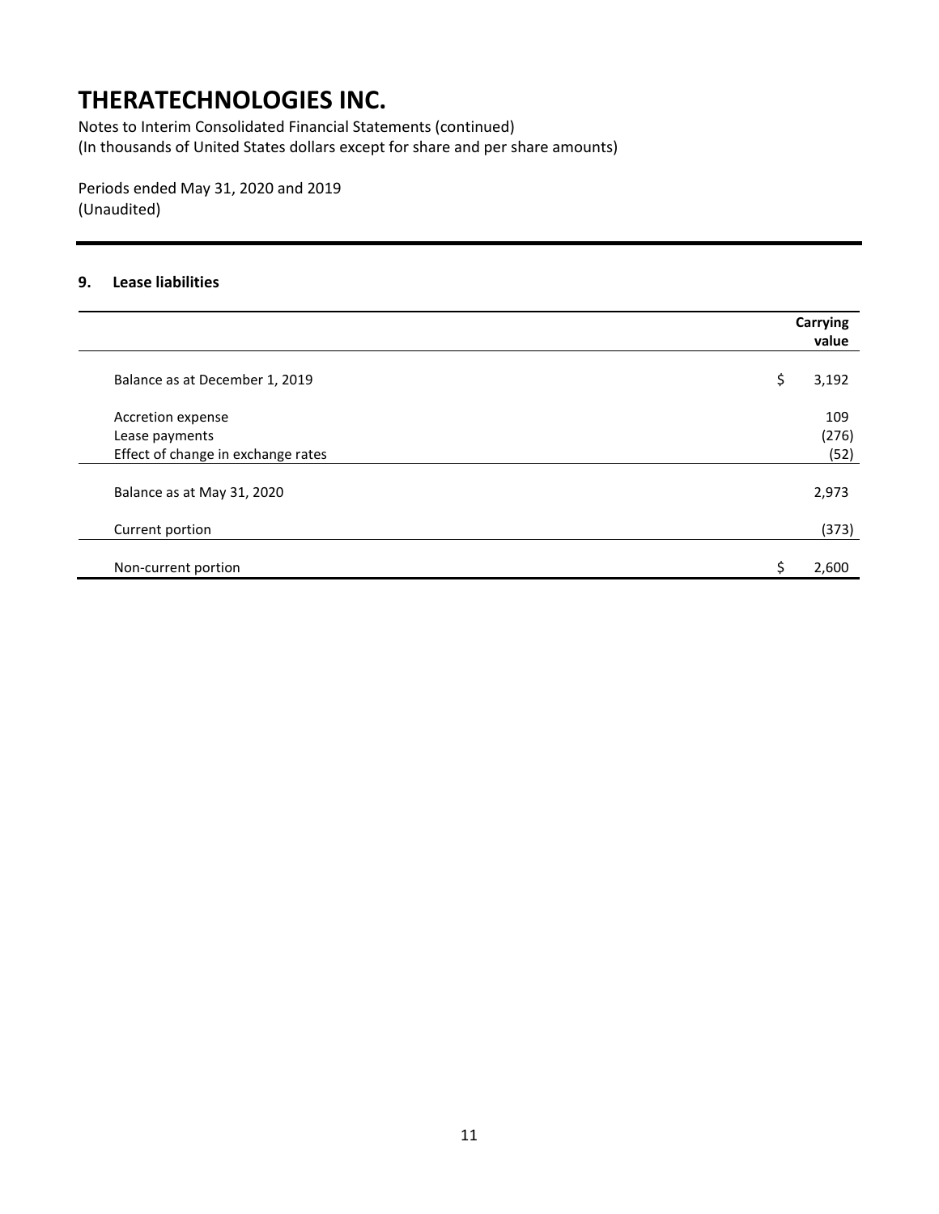# THERATECHNOLOGIES INC.

Notes to Interim Consolidated Financial Statements (continued)
(In thousands of United States dollars except for share and per share amounts)

Periods ended May 31, 2020 and 2019
(Unaudited)

### 9. Lease liabilities

| | Carrying value |
|---|---|
| Balance as at December 1, 2019 | $ 3,192 |
| Accretion expense | 109 |
| Lease payments | (276) |
| Effect of change in exchange rates | (52) |
| Balance as at May 31, 2020 | 2,973 |
| Current portion | (373) |
| Non-current portion | $ 2,600 |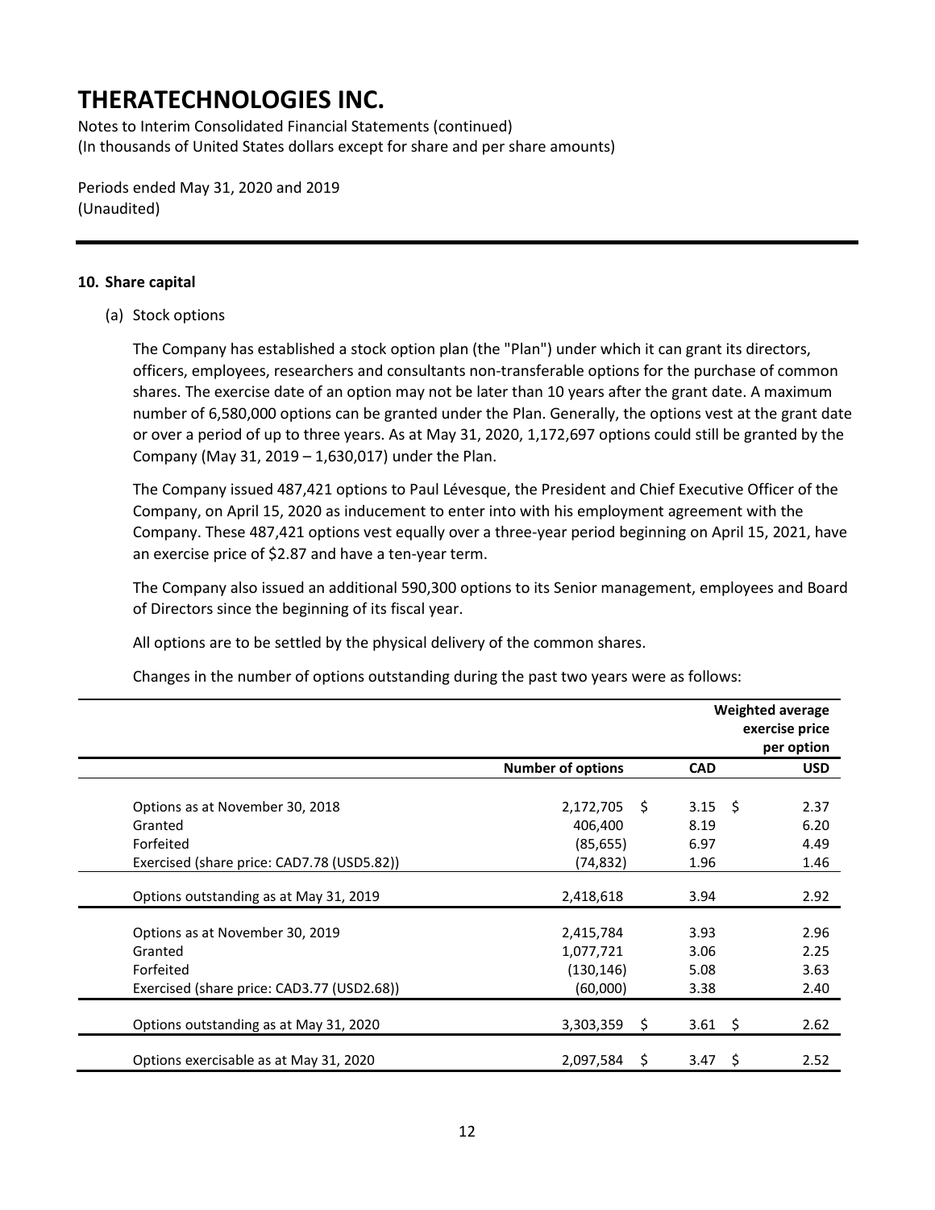# THERATECHNOLOGIES INC.

Notes to Interim Consolidated Financial Statements (continued)
(In thousands of United States dollars except for share and per share amounts)

Periods ended May 31, 2020 and 2019
(Unaudited)

## 10. Share capital

(a) Stock options

The Company has established a stock option plan (the "Plan") under which it can grant its directors, officers, employees, researchers and consultants non-transferable options for the purchase of common shares. The exercise date of an option may not be later than 10 years after the grant date. A maximum number of 6,580,000 options can be granted under the Plan. Generally, the options vest at the grant date or over a period of up to three years. As at May 31, 2020, 1,172,697 options could still be granted by the Company (May 31, 2019 – 1,630,017) under the Plan.

The Company issued 487,421 options to Paul Lévesque, the President and Chief Executive Officer of the Company, on April 15, 2020 as inducement to enter into with his employment agreement with the Company. These 487,421 options vest equally over a three-year period beginning on April 15, 2021, have an exercise price of $2.87 and have a ten-year term.

The Company also issued an additional 590,300 options to its Senior management, employees and Board of Directors since the beginning of its fiscal year.

All options are to be settled by the physical delivery of the common shares.

Changes in the number of options outstanding during the past two years were as follows:

| | | Weighted average exercise price per option | |
|---|---|---|---|
| | Number of options | CAD | USD |
| Options as at November 30, 2018 | 2,172,705 | $ 3.15 | $ 2.37 |
| Granted | 406,400 | 8.19 | 6.20 |
| Forfeited | (85,655) | 6.97 | 4.49 |
| Exercised (share price: CAD7.78 (USD5.82)) | (74,832) | 1.96 | 1.46 |
| Options outstanding as at May 31, 2019 | 2,418,618 | 3.94 | 2.92 |
| Options as at November 30, 2019 | 2,415,784 | 3.93 | 2.96 |
| Granted | 1,077,721 | 3.06 | 2.25 |
| Forfeited | (130,146) | 5.08 | 3.63 |
| Exercised (share price: CAD3.77 (USD2.68)) | (60,000) | 3.38 | 2.40 |
| Options outstanding as at May 31, 2020 | 3,303,359 | $ 3.61 | $ 2.62 |
| Options exercisable as at May 31, 2020 | 2,097,584 | $ 3.47 | $ 2.52 |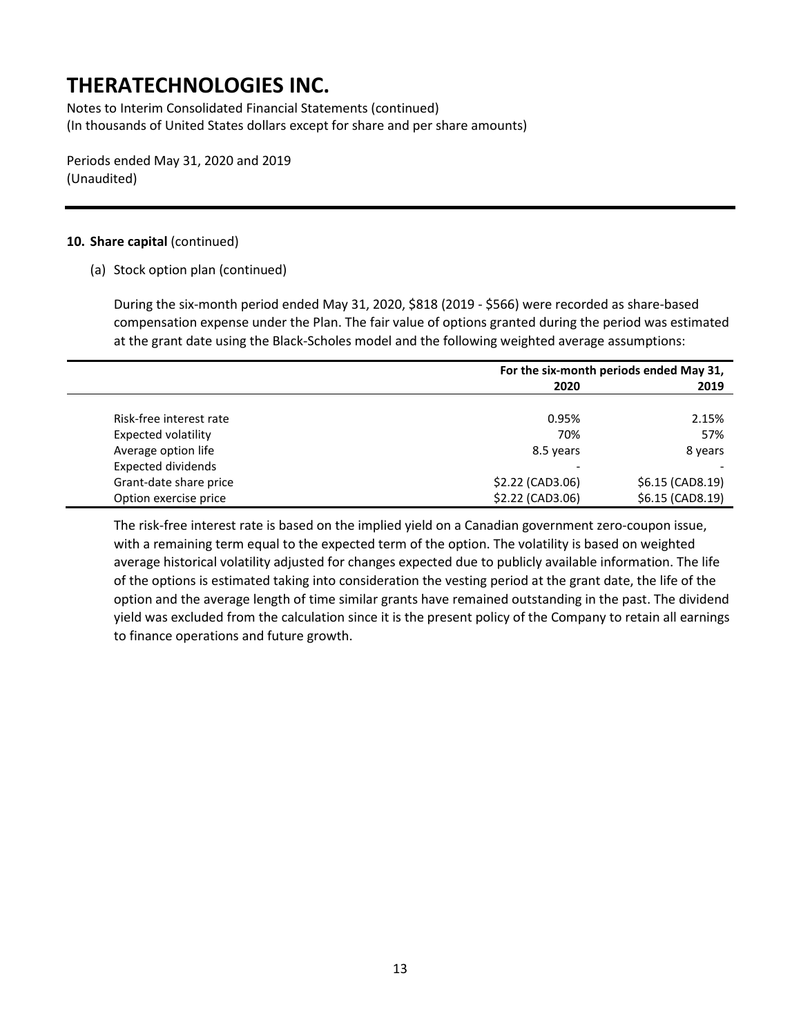# THERATECHNOLOGIES INC.

Notes to Interim Consolidated Financial Statements (continued)
(In thousands of United States dollars except for share and per share amounts)

Periods ended May 31, 2020 and 2019
(Unaudited)

**10. Share capital** (continued)

(a) Stock option plan (continued)

During the six-month period ended May 31, 2020, $818 (2019 - $566) were recorded as share-based compensation expense under the Plan. The fair value of options granted during the period was estimated at the grant date using the Black-Scholes model and the following weighted average assumptions:

| | For the six-month periods ended May 31, | |
|---|---|---|
| | **2020** | **2019** |
| Risk-free interest rate | 0.95% | 2.15% |
| Expected volatility | 70% | 57% |
| Average option life | 8.5 years | 8 years |
| Expected dividends | - | - |
| Grant-date share price | $2.22 (CAD3.06) | $6.15 (CAD8.19) |
| Option exercise price | $2.22 (CAD3.06) | $6.15 (CAD8.19) |

The risk-free interest rate is based on the implied yield on a Canadian government zero-coupon issue, with a remaining term equal to the expected term of the option. The volatility is based on weighted average historical volatility adjusted for changes expected due to publicly available information. The life of the options is estimated taking into consideration the vesting period at the grant date, the life of the option and the average length of time similar grants have remained outstanding in the past. The dividend yield was excluded from the calculation since it is the present policy of the Company to retain all earnings to finance operations and future growth.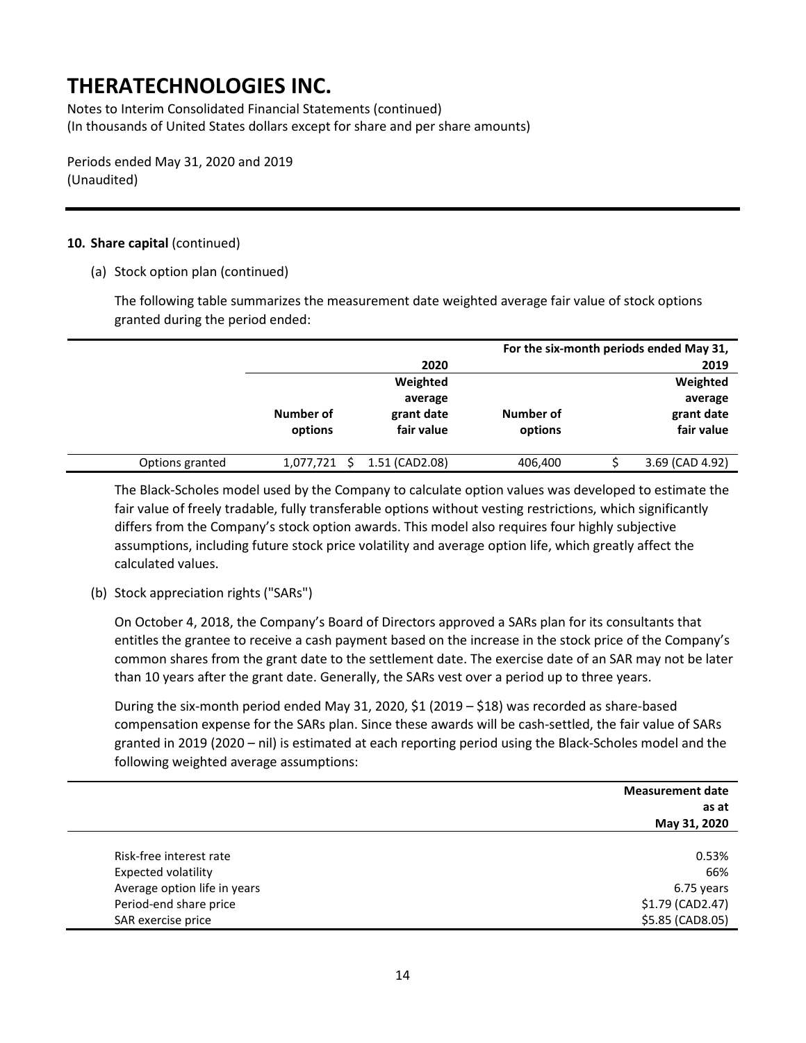# THERATECHNOLOGIES INC.

Notes to Interim Consolidated Financial Statements (continued)
(In thousands of United States dollars except for share and per share amounts)

Periods ended May 31, 2020 and 2019
(Unaudited)

**10. Share capital** (continued)

(a) Stock option plan (continued)

The following table summarizes the measurement date weighted average fair value of stock options granted during the period ended:

| | For the six-month periods ended May 31, | | | |
|---|---|---|---|---|
| | | 2020 | | 2019 |
| | Number of options | Weighted average grant date fair value | Number of options | Weighted average grant date fair value |
| Options granted | 1,077,721 | $ 1.51 (CAD2.08) | 406,400 | $ 3.69 (CAD 4.92) |

The Black-Scholes model used by the Company to calculate option values was developed to estimate the fair value of freely tradable, fully transferable options without vesting restrictions, which significantly differs from the Company's stock option awards. This model also requires four highly subjective assumptions, including future stock price volatility and average option life, which greatly affect the calculated values.

(b) Stock appreciation rights ("SARs")

On October 4, 2018, the Company's Board of Directors approved a SARs plan for its consultants that entitles the grantee to receive a cash payment based on the increase in the stock price of the Company's common shares from the grant date to the settlement date. The exercise date of an SAR may not be later than 10 years after the grant date. Generally, the SARs vest over a period up to three years.

During the six-month period ended May 31, 2020, $1 (2019 – $18) was recorded as share-based compensation expense for the SARs plan. Since these awards will be cash-settled, the fair value of SARs granted in 2019 (2020 – nil) is estimated at each reporting period using the Black-Scholes model and the following weighted average assumptions:

| | Measurement date as at May 31, 2020 |
|---|---|
| Risk-free interest rate | 0.53% |
| Expected volatility | 66% |
| Average option life in years | 6.75 years |
| Period-end share price | $1.79 (CAD2.47) |
| SAR exercise price | $5.85 (CAD8.05) |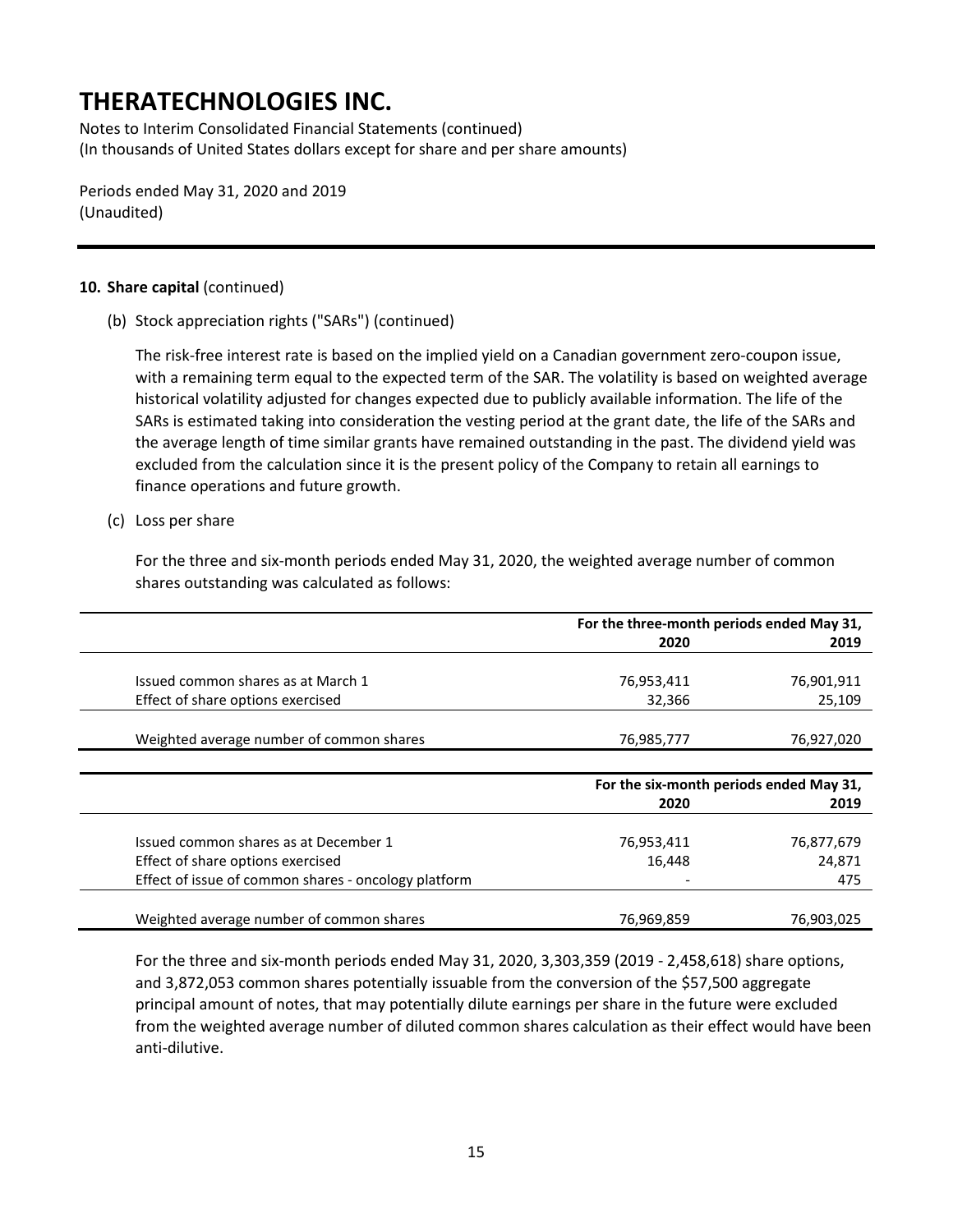# THERATECHNOLOGIES INC.

Notes to Interim Consolidated Financial Statements (continued)
(In thousands of United States dollars except for share and per share amounts)

Periods ended May 31, 2020 and 2019
(Unaudited)

**10. Share capital** (continued)

(b) Stock appreciation rights ("SARs") (continued)

The risk-free interest rate is based on the implied yield on a Canadian government zero-coupon issue, with a remaining term equal to the expected term of the SAR. The volatility is based on weighted average historical volatility adjusted for changes expected due to publicly available information. The life of the SARs is estimated taking into consideration the vesting period at the grant date, the life of the SARs and the average length of time similar grants have remained outstanding in the past. The dividend yield was excluded from the calculation since it is the present policy of the Company to retain all earnings to finance operations and future growth.

(c) Loss per share

For the three and six-month periods ended May 31, 2020, the weighted average number of common shares outstanding was calculated as follows:

| | For the three-month periods ended May 31, | |
|---|---|---|
| | **2020** | **2019** |
| Issued common shares as at March 1 | 76,953,411 | 76,901,911 |
| Effect of share options exercised | 32,366 | 25,109 |
| Weighted average number of common shares | 76,985,777 | 76,927,020 |

| | For the six-month periods ended May 31, | |
|---|---|---|
| | **2020** | **2019** |
| Issued common shares as at December 1 | 76,953,411 | 76,877,679 |
| Effect of share options exercised | 16,448 | 24,871 |
| Effect of issue of common shares - oncology platform | - | 475 |
| Weighted average number of common shares | 76,969,859 | 76,903,025 |

For the three and six-month periods ended May 31, 2020, 3,303,359 (2019 - 2,458,618) share options, and 3,872,053 common shares potentially issuable from the conversion of the $57,500 aggregate principal amount of notes, that may potentially dilute earnings per share in the future were excluded from the weighted average number of diluted common shares calculation as their effect would have been anti-dilutive.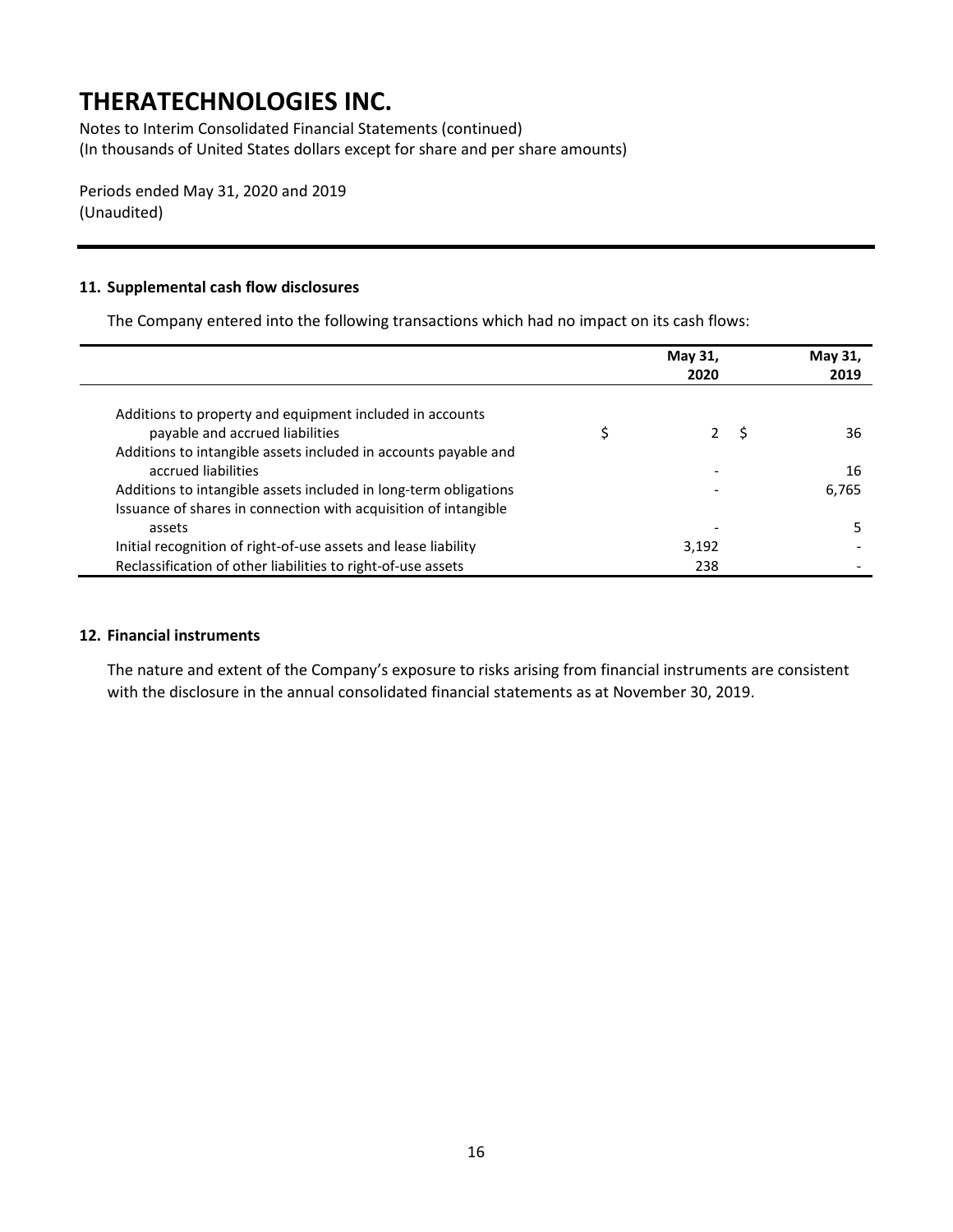# THERATECHNOLOGIES INC.

Notes to Interim Consolidated Financial Statements (continued)
(In thousands of United States dollars except for share and per share amounts)

Periods ended May 31, 2020 and 2019
(Unaudited)

### 11. Supplemental cash flow disclosures

The Company entered into the following transactions which had no impact on its cash flows:

| | May 31, 2020 | May 31, 2019 |
|---|---|---|
| Additions to property and equipment included in accounts payable and accrued liabilities | $ 2 | $ 36 |
| Additions to intangible assets included in accounts payable and accrued liabilities | - | 16 |
| Additions to intangible assets included in long-term obligations | - | 6,765 |
| Issuance of shares in connection with acquisition of intangible assets | - | 5 |
| Initial recognition of right-of-use assets and lease liability | 3,192 | - |
| Reclassification of other liabilities to right-of-use assets | 238 | - |

### 12. Financial instruments

The nature and extent of the Company's exposure to risks arising from financial instruments are consistent with the disclosure in the annual consolidated financial statements as at November 30, 2019.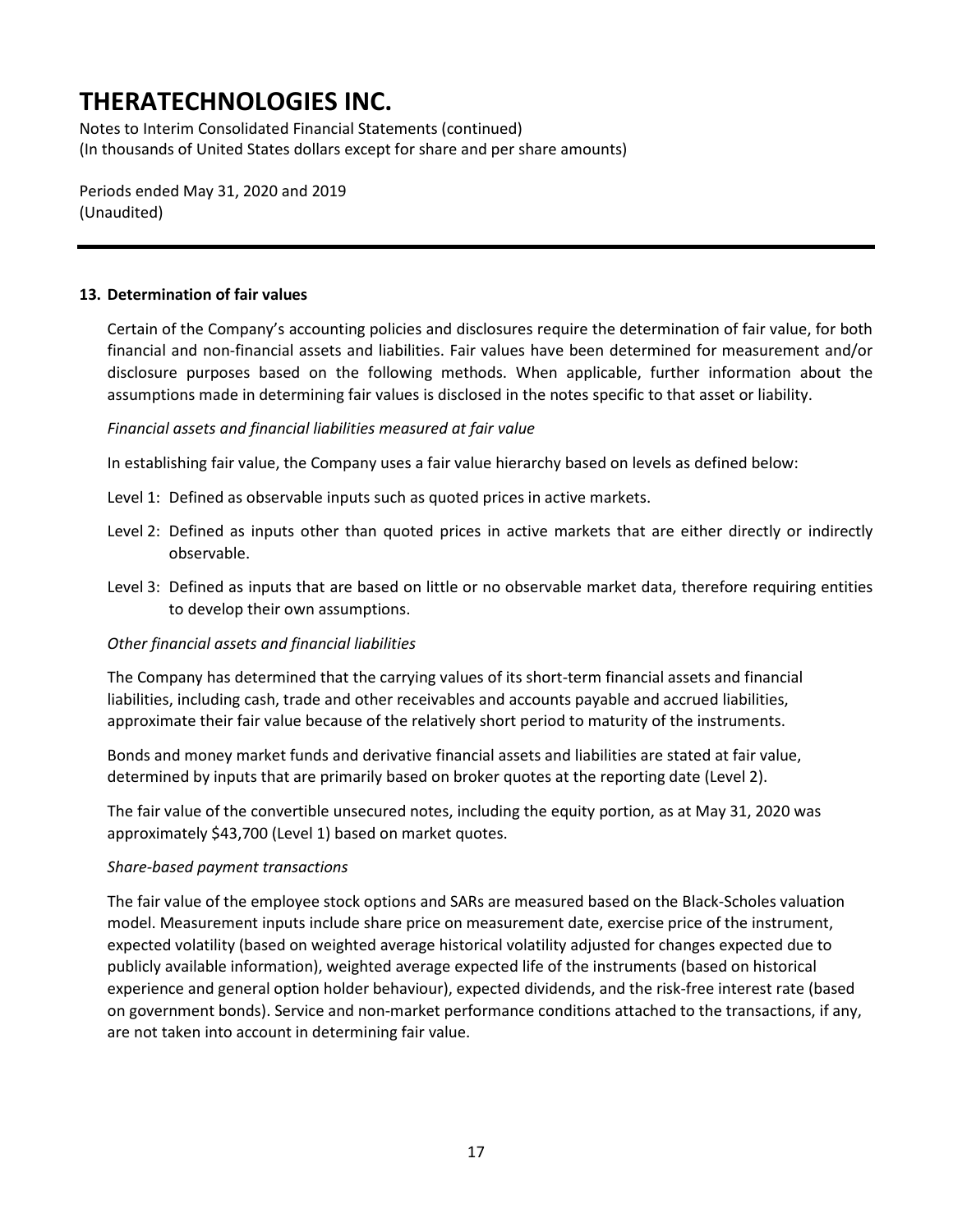# THERATECHNOLOGIES INC.

Notes to Interim Consolidated Financial Statements (continued)
(In thousands of United States dollars except for share and per share amounts)

Periods ended May 31, 2020 and 2019
(Unaudited)

**13. Determination of fair values**

Certain of the Company's accounting policies and disclosures require the determination of fair value, for both financial and non-financial assets and liabilities. Fair values have been determined for measurement and/or disclosure purposes based on the following methods. When applicable, further information about the assumptions made in determining fair values is disclosed in the notes specific to that asset or liability.

*Financial assets and financial liabilities measured at fair value*

In establishing fair value, the Company uses a fair value hierarchy based on levels as defined below:

Level 1: Defined as observable inputs such as quoted prices in active markets.

Level 2: Defined as inputs other than quoted prices in active markets that are either directly or indirectly observable.

Level 3: Defined as inputs that are based on little or no observable market data, therefore requiring entities to develop their own assumptions.

*Other financial assets and financial liabilities*

The Company has determined that the carrying values of its short-term financial assets and financial liabilities, including cash, trade and other receivables and accounts payable and accrued liabilities, approximate their fair value because of the relatively short period to maturity of the instruments.

Bonds and money market funds and derivative financial assets and liabilities are stated at fair value, determined by inputs that are primarily based on broker quotes at the reporting date (Level 2).

The fair value of the convertible unsecured notes, including the equity portion, as at May 31, 2020 was approximately $43,700 (Level 1) based on market quotes.

*Share-based payment transactions*

The fair value of the employee stock options and SARs are measured based on the Black-Scholes valuation model. Measurement inputs include share price on measurement date, exercise price of the instrument, expected volatility (based on weighted average historical volatility adjusted for changes expected due to publicly available information), weighted average expected life of the instruments (based on historical experience and general option holder behaviour), expected dividends, and the risk-free interest rate (based on government bonds). Service and non-market performance conditions attached to the transactions, if any, are not taken into account in determining fair value.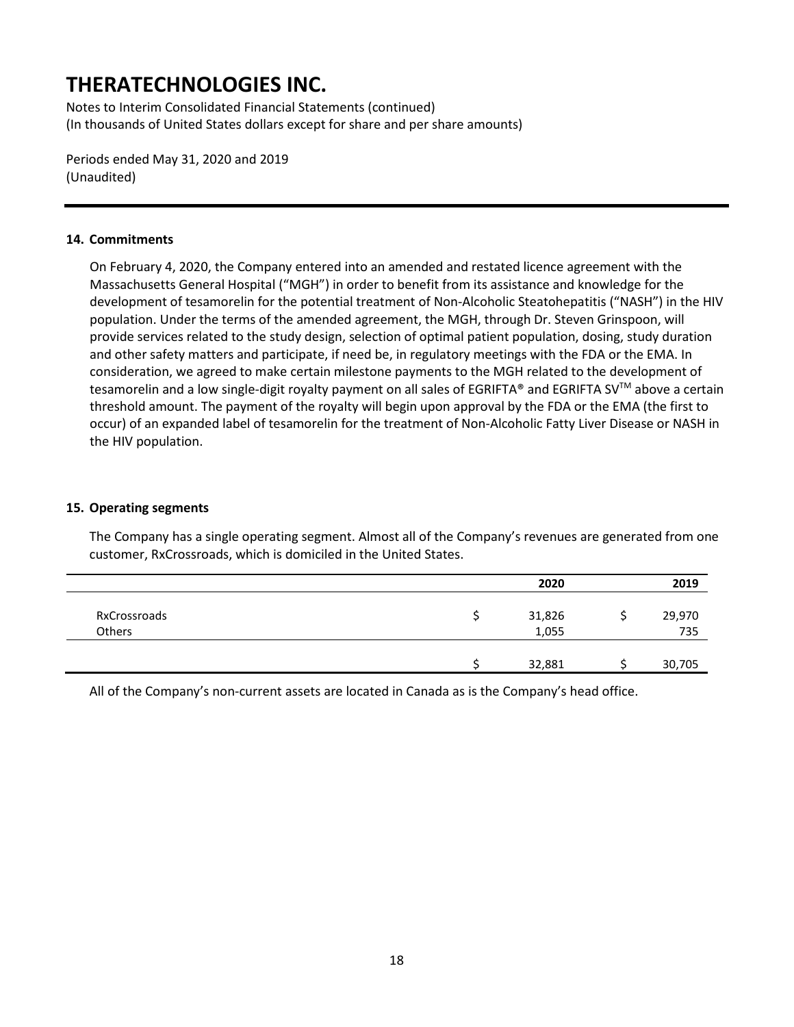# THERATECHNOLOGIES INC.

Notes to Interim Consolidated Financial Statements (continued)
(In thousands of United States dollars except for share and per share amounts)

Periods ended May 31, 2020 and 2019
(Unaudited)

---

## 14. Commitments

On February 4, 2020, the Company entered into an amended and restated licence agreement with the Massachusetts General Hospital ("MGH") in order to benefit from its assistance and knowledge for the development of tesamorelin for the potential treatment of Non-Alcoholic Steatohepatitis ("NASH") in the HIV population. Under the terms of the amended agreement, the MGH, through Dr. Steven Grinspoon, will provide services related to the study design, selection of optimal patient population, dosing, study duration and other safety matters and participate, if need be, in regulatory meetings with the FDA or the EMA. In consideration, we agreed to make certain milestone payments to the MGH related to the development of tesamorelin and a low single-digit royalty payment on all sales of EGRIFTA® and EGRIFTA SV™ above a certain threshold amount. The payment of the royalty will begin upon approval by the FDA or the EMA (the first to occur) of an expanded label of tesamorelin for the treatment of Non-Alcoholic Fatty Liver Disease or NASH in the HIV population.

## 15. Operating segments

The Company has a single operating segment. Almost all of the Company's revenues are generated from one customer, RxCrossroads, which is domiciled in the United States.

| | 2020 | 2019 |
|---|---|---|
| RxCrossroads | $ 31,826 | $ 29,970 |
| Others | 1,055 | 735 |
| | $ 32,881 | $ 30,705 |

All of the Company's non-current assets are located in Canada as is the Company's head office.